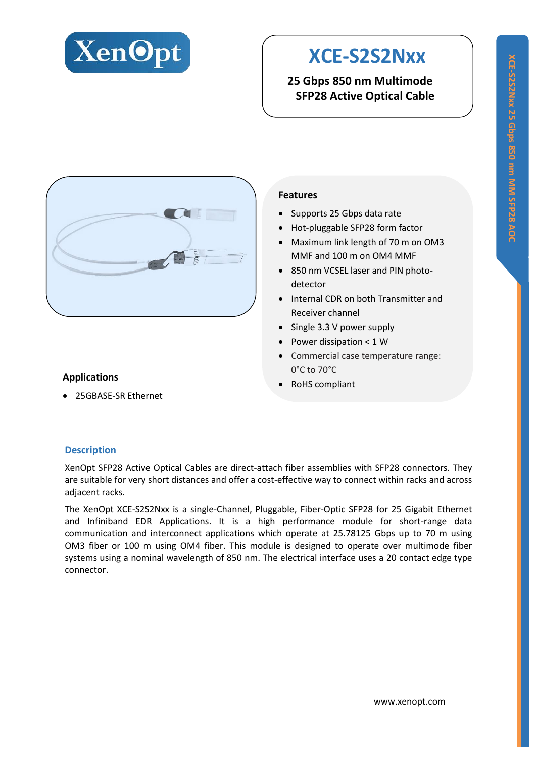XenOpt

# XCE-S2S2Nxx

**25 Gbps 850 nm Multimode SFP28 Active Optical Cable**

## Features

- Supports 25 Gbps data rate
- Hot-pluggable SFP28 form factor
- Maximum link length of 70 m on OM3 MMF and 100 m on OM4 MMF
- 850 nm VCSEL laser and PIN photo-detector
- Internal CDR on both Transmitter and Receiver channel
- Single 3.3 V power supply
- Power dissipation < 1 W
- Commercial case temperature range: 0°C to 70°C
- RoHS compliant

## Applications

- 25GBASE-SR Ethernet

## Description

XenOpt SFP28 Active Optical Cables are direct-attach fiber assemblies with SFP28 connectors. They are suitable for very short distances and offer a cost-effective way to connect within racks and across adjacent racks.

The XenOpt XCE-S2S2Nxx is a single-Channel, Pluggable, Fiber-Optic SFP28 for 25 Gigabit Ethernet and Infiniband EDR Applications. It is a high performance module for short-range data communication and interconnect applications which operate at 25.78125 Gbps up to 70 m using OM3 fiber or 100 m using OM4 fiber. This module is designed to operate over multimode fiber systems using a nominal wavelength of 850 nm. The electrical interface uses a 20 contact edge type connector.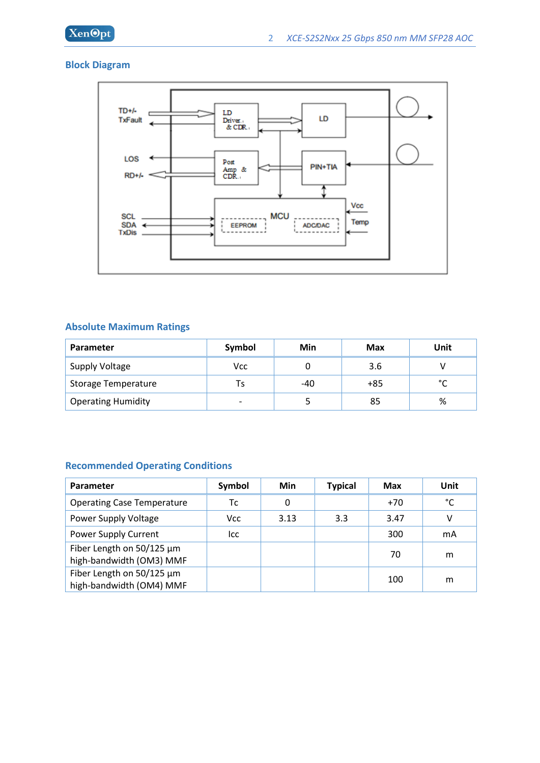## Block Diagram

## Absolute Maximum Ratings

| Parameter | Symbol | Min | Max | Unit |
|---|---|---|---|---|
| Supply Voltage | Vcc | 0 | 3.6 | V |
| Storage Temperature | Ts | -40 | +85 | °C |
| Operating Humidity | - | 5 | 85 | % |

## Recommended Operating Conditions

| Parameter | Symbol | Min | Typical | Max | Unit |
|---|---|---|---|---|---|
| Operating Case Temperature | Tc | 0 | | +70 | °C |
| Power Supply Voltage | Vcc | 3.13 | 3.3 | 3.47 | V |
| Power Supply Current | Icc | | | 300 | mA |
| Fiber Length on 50/125 µm high-bandwidth (OM3) MMF | | | | 70 | m |
| Fiber Length on 50/125 µm high-bandwidth (OM4) MMF | | | | 100 | m |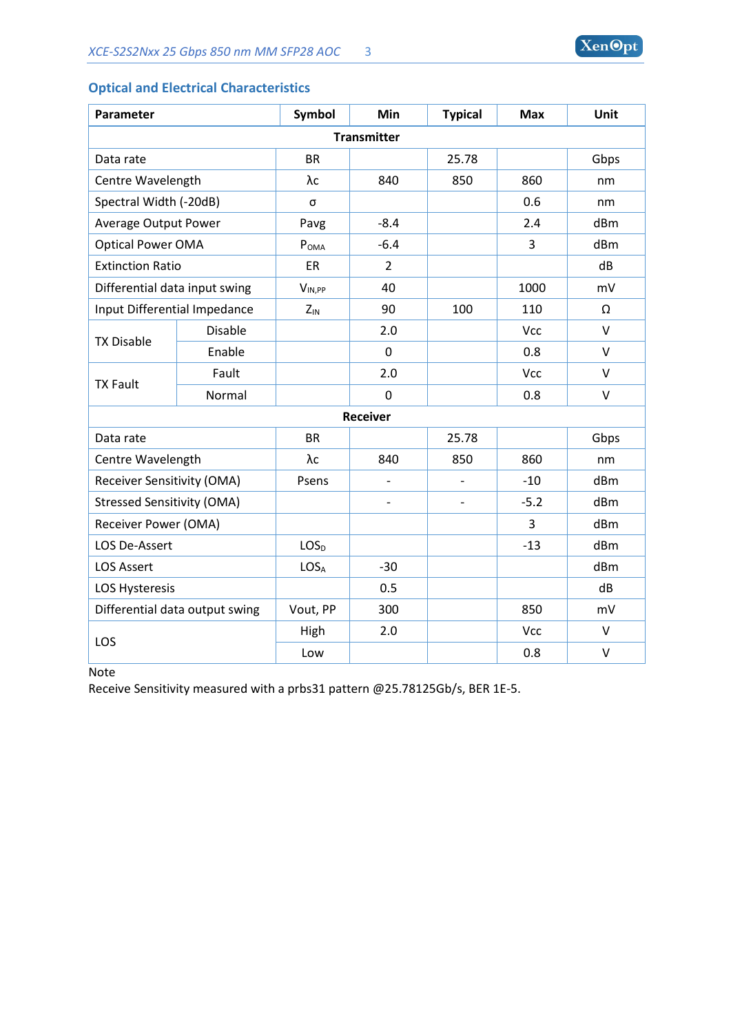## Optical and Electrical Characteristics

| Parameter | | Symbol | Min | Typical | Max | Unit |
|---|---|---|---|---|---|---|
| **Transmitter** | | | | | | |
| Data rate | | BR | | 25.78 | | Gbps |
| Centre Wavelength | | λc | 840 | 850 | 860 | nm |
| Spectral Width (-20dB) | | σ | | | 0.6 | nm |
| Average Output Power | | Pavg | -8.4 | | 2.4 | dBm |
| Optical Power OMA | | $P_{OMA}$ | -6.4 | | 3 | dBm |
| Extinction Ratio | | ER | 2 | | | dB |
| Differential data input swing | | $V_{IN,PP}$ | 40 | | 1000 | mV |
| Input Differential Impedance | | $Z_{IN}$ | 90 | 100 | 110 | Ω |
| TX Disable | Disable | | 2.0 | | Vcc | V |
| | Enable | | 0 | | 0.8 | V |
| TX Fault | Fault | | 2.0 | | Vcc | V |
| | Normal | | 0 | | 0.8 | V |
| **Receiver** | | | | | | |
| Data rate | | BR | | 25.78 | | Gbps |
| Centre Wavelength | | λc | 840 | 850 | 860 | nm |
| Receiver Sensitivity (OMA) | | Psens | - | - | -10 | dBm |
| Stressed Sensitivity (OMA) | | | - | - | -5.2 | dBm |
| Receiver Power (OMA) | | | | | 3 | dBm |
| LOS De-Assert | | $LOS_D$ | | | -13 | dBm |
| LOS Assert | | $LOS_A$ | -30 | | | dBm |
| LOS Hysteresis | | | 0.5 | | | dB |
| Differential data output swing | | Vout, PP | 300 | | 850 | mV |
| LOS | | High | 2.0 | | Vcc | V |
| | | Low | | | 0.8 | V |

Note
Receive Sensitivity measured with a prbs31 pattern @25.78125Gb/s, BER 1E-5.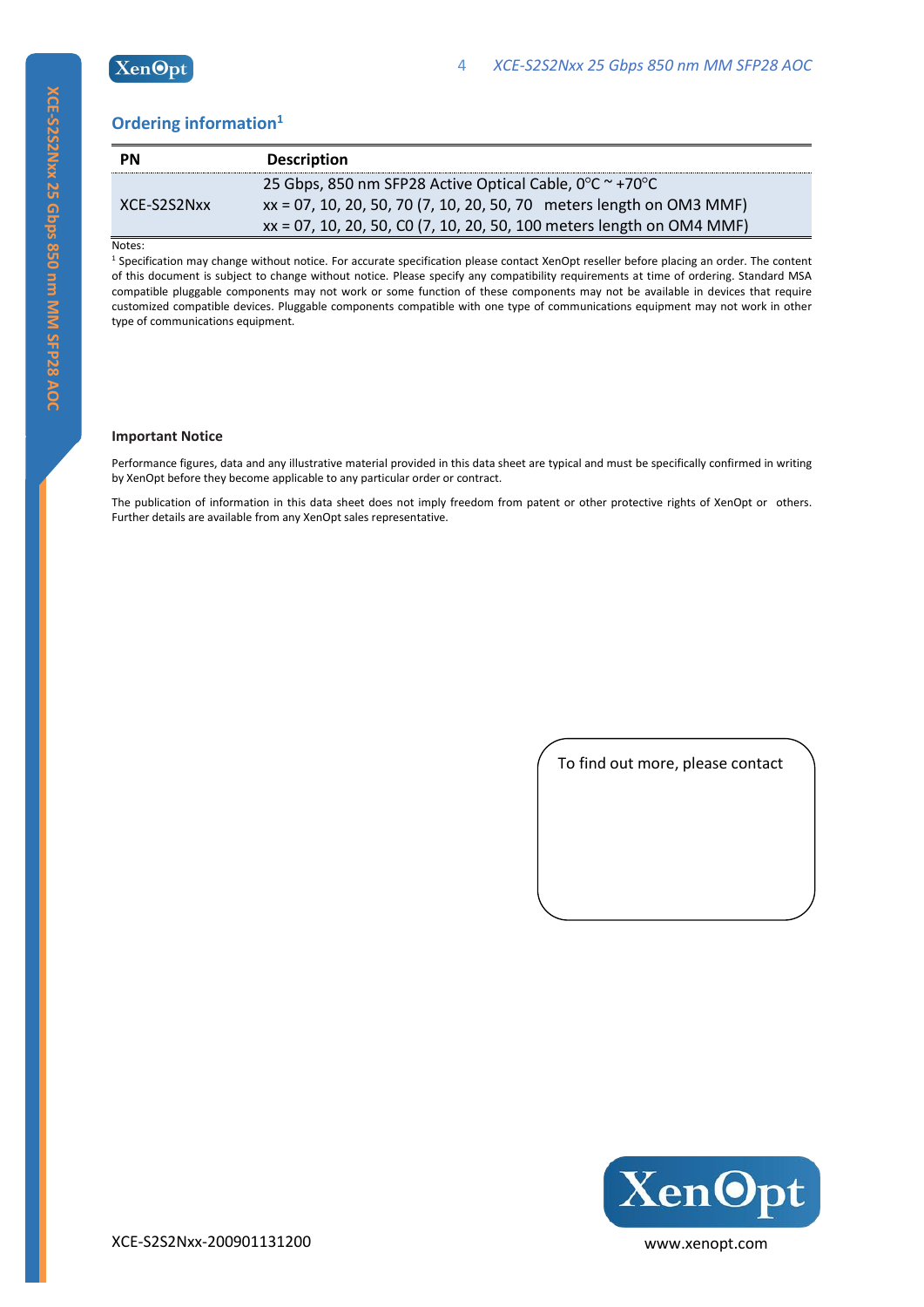## Ordering information[1]

| PN | Description |
|---|---|
| XCE-S2S2Nxx | 25 Gbps, 850 nm SFP28 Active Optical Cable, 0°C ~ +70°C<br>xx = 07, 10, 20, 50, 70 (7, 10, 20, 50, 70 meters length on OM3 MMF)<br>xx = 07, 10, 20, 50, C0 (7, 10, 20, 50, 100 meters length on OM4 MMF) |

Notes:

[1] Specification may change without notice. For accurate specification please contact XenOpt reseller before placing an order. The content of this document is subject to change without notice. Please specify any compatibility requirements at time of ordering. Standard MSA compatible pluggable components may not work or some function of these components may not be available in devices that require customized compatible devices. Pluggable components compatible with one type of communications equipment may not work in other type of communications equipment.

**Important Notice**

Performance figures, data and any illustrative material provided in this data sheet are typical and must be specifically confirmed in writing by XenOpt before they become applicable to any particular order or contract.

The publication of information in this data sheet does not imply freedom from patent or other protective rights of XenOpt or others. Further details are available from any XenOpt sales representative.

To find out more, please contact

XCE-S2S2Nxx-200901131200

www.xenopt.com